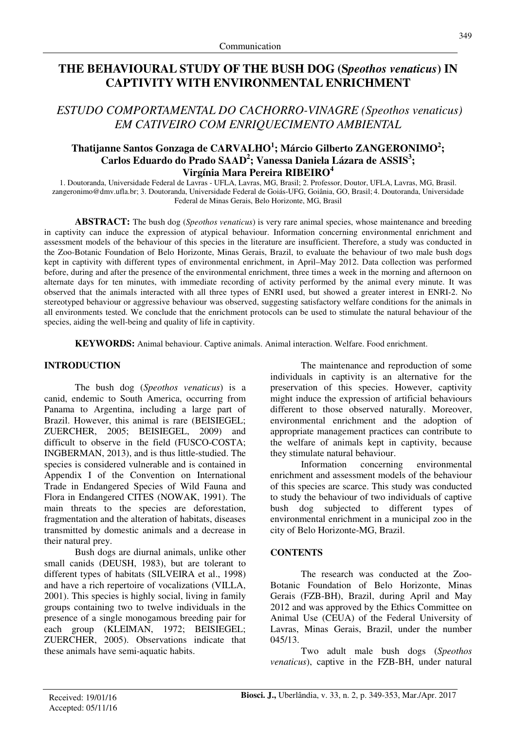Communication

# THE BEHAVIOURAL STUDY OF THE BUSH DOG (*Speothos venaticus*) IN CAPTIVITY WITH ENVIRONMENTAL ENRICHMENT

## *ESTUDO COMPORTAMENTAL DO CACHORRO-VINAGRE (Speothos venaticus) EM CATIVEIRO COM ENRIQUECIMENTO AMBIENTAL*

**Thatijanne Santos Gonzaga de CARVALHO[1]; Márcio Gilberto ZANGERONIMO[2]; Carlos Eduardo do Prado SAAD[2]; Vanessa Daniela Lázara de ASSIS[3]; Virgínia Mara Pereira RIBEIRO[4]**

1. Doutoranda, Universidade Federal de Lavras - UFLA, Lavras, MG, Brasil; 2. Professor, Doutor, UFLA, Lavras, MG, Brasil. zangeronimo@dmv.ufla.br; 3. Doutoranda, Universidade Federal de Goiás-UFG, Goiânia, GO, Brasil; 4. Doutoranda, Universidade Federal de Minas Gerais, Belo Horizonte, MG, Brasil

**ABSTRACT:** The bush dog (*Speothos venaticus*) is very rare animal species, whose maintenance and breeding in captivity can induce the expression of atypical behaviour. Information concerning environmental enrichment and assessment models of the behaviour of this species in the literature are insufficient. Therefore, a study was conducted in the Zoo-Botanic Foundation of Belo Horizonte, Minas Gerais, Brazil, to evaluate the behaviour of two male bush dogs kept in captivity with different types of environmental enrichment, in April–May 2012. Data collection was performed before, during and after the presence of the environmental enrichment, three times a week in the morning and afternoon on alternate days for ten minutes, with immediate recording of activity performed by the animal every minute. It was observed that the animals interacted with all three types of ENRI used, but showed a greater interest in ENRI-2. No stereotyped behaviour or aggressive behaviour was observed, suggesting satisfactory welfare conditions for the animals in all environments tested. We conclude that the enrichment protocols can be used to stimulate the natural behaviour of the species, aiding the well-being and quality of life in captivity.

**KEYWORDS:** Animal behaviour. Captive animals. Animal interaction. Welfare. Food enrichment.

## INTRODUCTION

The bush dog (*Speothos venaticus*) is a canid, endemic to South America, occurring from Panama to Argentina, including a large part of Brazil. However, this animal is rare (BEISIEGEL; ZUERCHER, 2005; BEISIEGEL, 2009) and difficult to observe in the field (FUSCO-COSTA; INGBERMAN, 2013), and is thus little-studied. The species is considered vulnerable and is contained in Appendix I of the Convention on International Trade in Endangered Species of Wild Fauna and Flora in Endangered CITES (NOWAK, 1991). The main threats to the species are deforestation, fragmentation and the alteration of habitats, diseases transmitted by domestic animals and a decrease in their natural prey.

Bush dogs are diurnal animals, unlike other small canids (DEUSH, 1983), but are tolerant to different types of habitats (SILVEIRA et al., 1998) and have a rich repertoire of vocalizations (VILLA, 2001). This species is highly social, living in family groups containing two to twelve individuals in the presence of a single monogamous breeding pair for each group (KLEIMAN, 1972; BEISIEGEL; ZUERCHER, 2005). Observations indicate that these animals have semi-aquatic habits.

The maintenance and reproduction of some individuals in captivity is an alternative for the preservation of this species. However, captivity might induce the expression of artificial behaviours different to those observed naturally. Moreover, environmental enrichment and the adoption of appropriate management practices can contribute to the welfare of animals kept in captivity, because they stimulate natural behaviour.

Information concerning environmental enrichment and assessment models of the behaviour of this species are scarce. This study was conducted to study the behaviour of two individuals of captive bush dog subjected to different types of environmental enrichment in a municipal zoo in the city of Belo Horizonte-MG, Brazil.

## CONTENTS

The research was conducted at the Zoo-Botanic Foundation of Belo Horizonte, Minas Gerais (FZB-BH), Brazil, during April and May 2012 and was approved by the Ethics Committee on Animal Use (CEUA) of the Federal University of Lavras, Minas Gerais, Brazil, under the number 045/13.

Two adult male bush dogs (*Speothos venaticus*), captive in the FZB-BH, under natural

Received: 19/01/16
Accepted: 05/11/16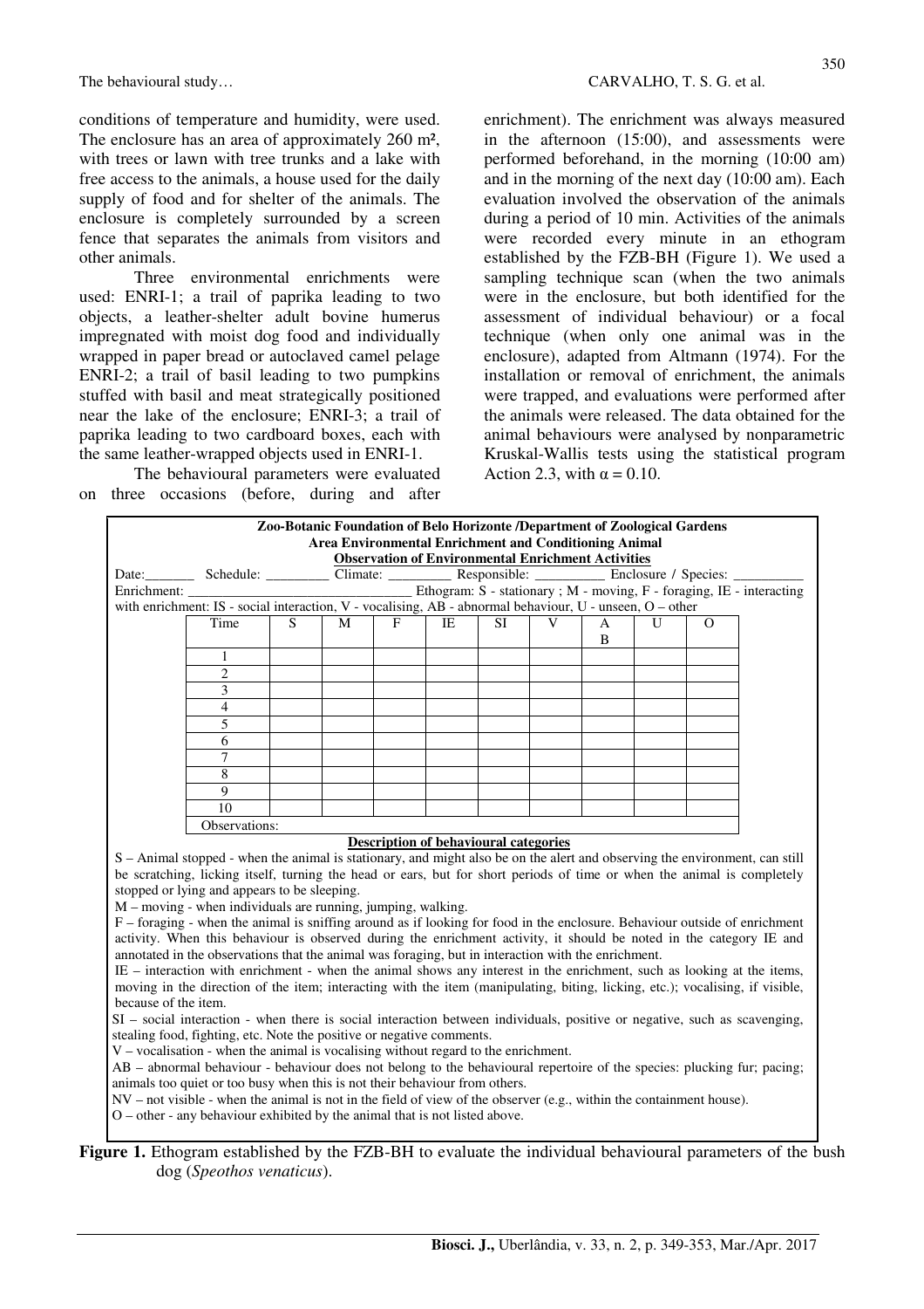conditions of temperature and humidity, were used. The enclosure has an area of approximately 260 m², with trees or lawn with tree trunks and a lake with free access to the animals, a house used for the daily supply of food and for shelter of the animals. The enclosure is completely surrounded by a screen fence that separates the animals from visitors and other animals.

Three environmental enrichments were used: ENRI-1; a trail of paprika leading to two objects, a leather-shelter adult bovine humerus impregnated with moist dog food and individually wrapped in paper bread or autoclaved camel pelage ENRI-2; a trail of basil leading to two pumpkins stuffed with basil and meat strategically positioned near the lake of the enclosure; ENRI-3; a trail of paprika leading to two cardboard boxes, each with the same leather-wrapped objects used in ENRI-1.

The behavioural parameters were evaluated on three occasions (before, during and after enrichment). The enrichment was always measured in the afternoon (15:00), and assessments were performed beforehand, in the morning (10:00 am) and in the morning of the next day (10:00 am). Each evaluation involved the observation of the animals during a period of 10 min. Activities of the animals were recorded every minute in an ethogram established by the FZB-BH (Figure 1). We used a sampling technique scan (when the two animals were in the enclosure, but both identified for the assessment of individual behaviour) or a focal technique (when only one animal was in the enclosure), adapted from Altmann (1974). For the installation or removal of enrichment, the animals were trapped, and evaluations were performed after the animals were released. The data obtained for the animal behaviours were analysed by nonparametric Kruskal-Wallis tests using the statistical program Action 2.3, with $\alpha = 0.10$.

**Zoo-Botanic Foundation of Belo Horizonte /Department of Zoological Gardens**
**Area Environmental Enrichment and Conditioning Animal**
**Observation of Environmental Enrichment Activities**

Date:_______ Schedule: _________ Climate: _________ Responsible: __________ Enclosure / Species: __________
Enrichment: ________________________________ Ethogram: S - stationary ; M - moving, F - foraging, IE - interacting with enrichment: IS - social interaction, V - vocalising, AB - abnormal behaviour, U - unseen, O – other

| Time | S | M | F | IE | SI | V | AB | U | O |
|---|---|---|---|---|---|---|---|---|---|
| 1 | | | | | | | | | |
| 2 | | | | | | | | | |
| 3 | | | | | | | | | |
| 4 | | | | | | | | | |
| 5 | | | | | | | | | |
| 6 | | | | | | | | | |
| 7 | | | | | | | | | |
| 8 | | | | | | | | | |
| 9 | | | | | | | | | |
| 10 | | | | | | | | | |
| Observations: | | | | | | | | | |

**Description of behavioural categories**

S – Animal stopped - when the animal is stationary, and might also be on the alert and observing the environment, can still be scratching, licking itself, turning the head or ears, but for short periods of time or when the animal is completely stopped or lying and appears to be sleeping.

M – moving - when individuals are running, jumping, walking.

F – foraging - when the animal is sniffing around as if looking for food in the enclosure. Behaviour outside of enrichment activity. When this behaviour is observed during the enrichment activity, it should be noted in the category IE and annotated in the observations that the animal was foraging, but in interaction with the enrichment.

IE – interaction with enrichment - when the animal shows any interest in the enrichment, such as looking at the items, moving in the direction of the item; interacting with the item (manipulating, biting, licking, etc.); vocalising, if visible, because of the item.

SI – social interaction - when there is social interaction between individuals, positive or negative, such as scavenging, stealing food, fighting, etc. Note the positive or negative comments.

V – vocalisation - when the animal is vocalising without regard to the enrichment.

AB – abnormal behaviour - behaviour does not belong to the behavioural repertoire of the species: plucking fur; pacing; animals too quiet or too busy when this is not their behaviour from others.

NV – not visible - when the animal is not in the field of view of the observer (e.g., within the containment house).

O – other - any behaviour exhibited by the animal that is not listed above.

**Figure 1.** Ethogram established by the FZB-BH to evaluate the individual behavioural parameters of the bush dog (*Speothos venaticus*).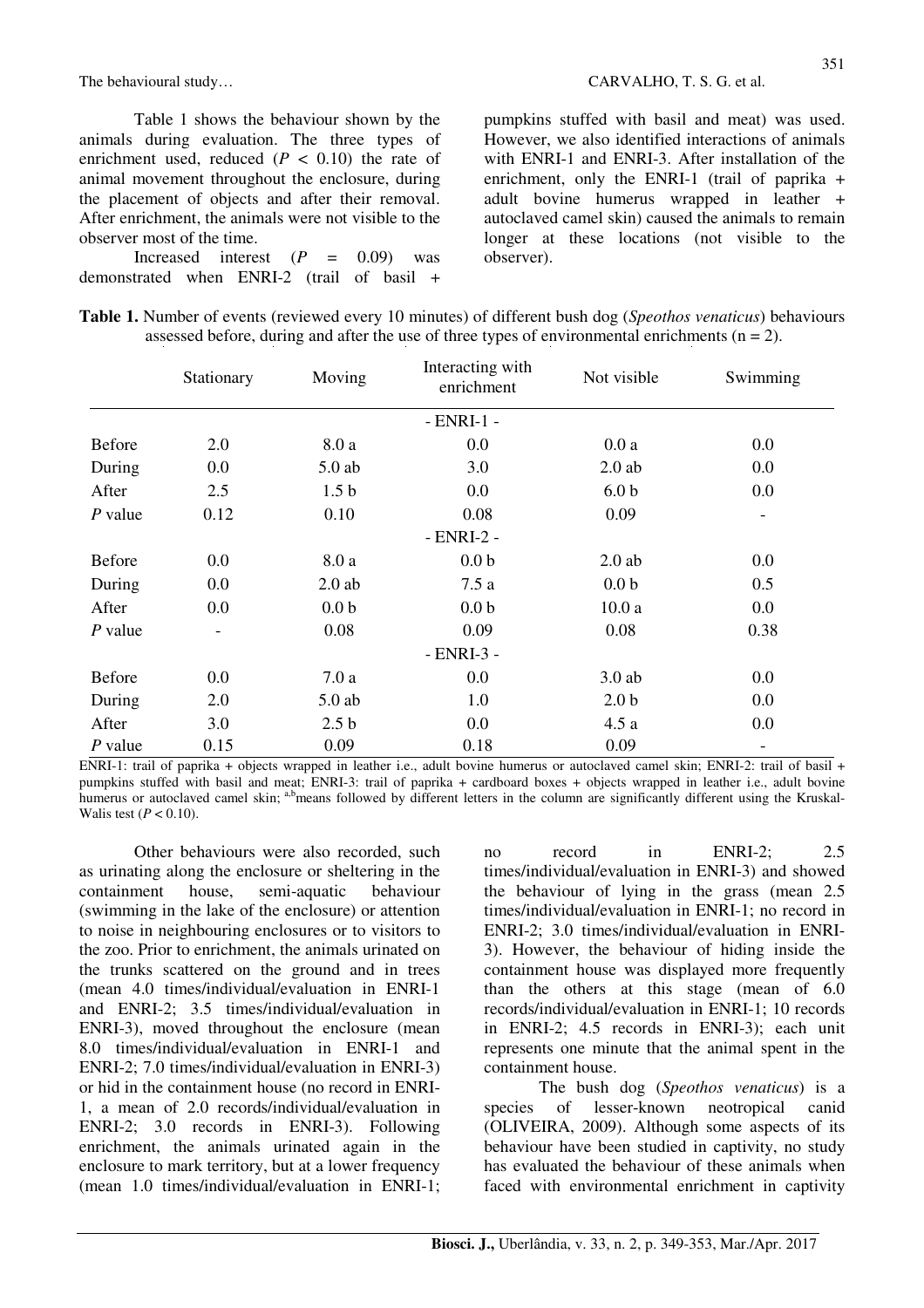Table 1 shows the behaviour shown by the animals during evaluation. The three types of enrichment used, reduced ($P < 0.10$) the rate of animal movement throughout the enclosure, during the placement of objects and after their removal. After enrichment, the animals were not visible to the observer most of the time.

Increased interest ($P = 0.09$) was demonstrated when ENRI-2 (trail of basil + pumpkins stuffed with basil and meat) was used. However, we also identified interactions of animals with ENRI-1 and ENRI-3. After installation of the enrichment, only the ENRI-1 (trail of paprika + adult bovine humerus wrapped in leather + autoclaved camel skin) caused the animals to remain longer at these locations (not visible to the observer).

**Table 1.** Number of events (reviewed every 10 minutes) of different bush dog (*Speothos venaticus*) behaviours assessed before, during and after the use of three types of environmental enrichments (n = 2).

| | Stationary | Moving | Interacting with enrichment | Not visible | Swimming |
|---|---|---|---|---|---|
| | | | - ENRI-1 - | | |
| Before | 2.0 | 8.0 a | 0.0 | 0.0 a | 0.0 |
| During | 0.0 | 5.0 ab | 3.0 | 2.0 ab | 0.0 |
| After | 2.5 | 1.5 b | 0.0 | 6.0 b | 0.0 |
| *P* value | 0.12 | 0.10 | 0.08 | 0.09 | - |
| | | | - ENRI-2 - | | |
| Before | 0.0 | 8.0 a | 0.0 b | 2.0 ab | 0.0 |
| During | 0.0 | 2.0 ab | 7.5 a | 0.0 b | 0.5 |
| After | 0.0 | 0.0 b | 0.0 b | 10.0 a | 0.0 |
| *P* value | - | 0.08 | 0.09 | 0.08 | 0.38 |
| | | | - ENRI-3 - | | |
| Before | 0.0 | 7.0 a | 0.0 | 3.0 ab | 0.0 |
| During | 2.0 | 5.0 ab | 1.0 | 2.0 b | 0.0 |
| After | 3.0 | 2.5 b | 0.0 | 4.5 a | 0.0 |
| *P* value | 0.15 | 0.09 | 0.18 | 0.09 | - |

ENRI-1: trail of paprika + objects wrapped in leather i.e., adult bovine humerus or autoclaved camel skin; ENRI-2: trail of basil + pumpkins stuffed with basil and meat; ENRI-3: trail of paprika + cardboard boxes + objects wrapped in leather i.e., adult bovine humerus or autoclaved camel skin; [a,b]means followed by different letters in the column are significantly different using the Kruskal-Walis test ($P < 0.10$).

Other behaviours were also recorded, such as urinating along the enclosure or sheltering in the containment house, semi-aquatic behaviour (swimming in the lake of the enclosure) or attention to noise in neighbouring enclosures or to visitors to the zoo. Prior to enrichment, the animals urinated on the trunks scattered on the ground and in trees (mean 4.0 times/individual/evaluation in ENRI-1 and ENRI-2; 3.5 times/individual/evaluation in ENRI-3), moved throughout the enclosure (mean 8.0 times/individual/evaluation in ENRI-1 and ENRI-2; 7.0 times/individual/evaluation in ENRI-3) or hid in the containment house (no record in ENRI-1, a mean of 2.0 records/individual/evaluation in ENRI-2; 3.0 records in ENRI-3). Following enrichment, the animals urinated again in the enclosure to mark territory, but at a lower frequency (mean 1.0 times/individual/evaluation in ENRI-1; no record in ENRI-2; 2.5 times/individual/evaluation in ENRI-3) and showed the behaviour of lying in the grass (mean 2.5 times/individual/evaluation in ENRI-1; no record in ENRI-2; 3.0 times/individual/evaluation in ENRI-3). However, the behaviour of hiding inside the containment house was displayed more frequently than the others at this stage (mean of 6.0 records/individual/evaluation in ENRI-1; 10 records in ENRI-2; 4.5 records in ENRI-3); each unit represents one minute that the animal spent in the containment house.

The bush dog (*Speothos venaticus*) is a species of lesser-known neotropical canid (OLIVEIRA, 2009). Although some aspects of its behaviour have been studied in captivity, no study has evaluated the behaviour of these animals when faced with environmental enrichment in captivity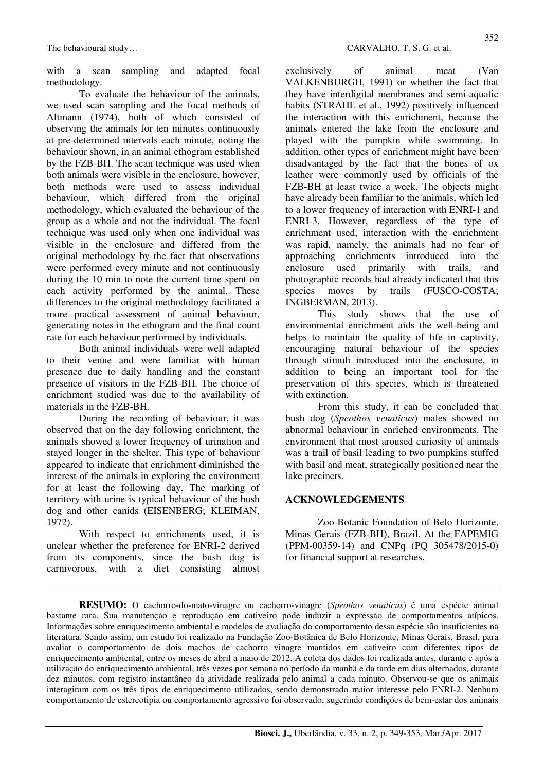with a scan sampling and adapted focal methodology.

To evaluate the behaviour of the animals, we used scan sampling and the focal methods of Altmann (1974), both of which consisted of observing the animals for ten minutes continuously at pre-determined intervals each minute, noting the behaviour shown, in an animal ethogram established by the FZB-BH. The scan technique was used when both animals were visible in the enclosure, however, both methods were used to assess individual behaviour, which differed from the original methodology, which evaluated the behaviour of the group as a whole and not the individual. The focal technique was used only when one individual was visible in the enclosure and differed from the original methodology by the fact that observations were performed every minute and not continuously during the 10 min to note the current time spent on each activity performed by the animal. These differences to the original methodology facilitated a more practical assessment of animal behaviour, generating notes in the ethogram and the final count rate for each behaviour performed by individuals.

Both animal individuals were well adapted to their venue and were familiar with human presence due to daily handling and the constant presence of visitors in the FZB-BH. The choice of enrichment studied was due to the availability of materials in the FZB-BH.

During the recording of behaviour, it was observed that on the day following enrichment, the animals showed a lower frequency of urination and stayed longer in the shelter. This type of behaviour appeared to indicate that enrichment diminished the interest of the animals in exploring the environment for at least the following day. The marking of territory with urine is typical behaviour of the bush dog and other canids (EISENBERG; KLEIMAN, 1972).

With respect to enrichments used, it is unclear whether the preference for ENRI-2 derived from its components, since the bush dog is carnivorous, with a diet consisting almost exclusively of animal meat (Van VALKENBURGH, 1991) or whether the fact that they have interdigital membranes and semi-aquatic habits (STRAHL et al., 1992) positively influenced the interaction with this enrichment, because the animals entered the lake from the enclosure and played with the pumpkin while swimming. In addition, other types of enrichment might have been disadvantaged by the fact that the bones of ox leather were commonly used by officials of the FZB-BH at least twice a week. The objects might have already been familiar to the animals, which led to a lower frequency of interaction with ENRI-1 and ENRI-3. However, regardless of the type of enrichment used, interaction with the enrichment was rapid, namely, the animals had no fear of approaching enrichments introduced into the enclosure used primarily with trails, and photographic records had already indicated that this species moves by trails (FUSCO-COSTA; INGBERMAN, 2013).

This study shows that the use of environmental enrichment aids the well-being and helps to maintain the quality of life in captivity, encouraging natural behaviour of the species through stimuli introduced into the enclosure, in addition to being an important tool for the preservation of this species, which is threatened with extinction.

From this study, it can be concluded that bush dog (*Speothos venaticus*) males showed no abnormal behaviour in enriched environments. The environment that most aroused curiosity of animals was a trail of basil leading to two pumpkins stuffed with basil and meat, strategically positioned near the lake precincts.

## ACKNOWLEDGEMENTS

Zoo-Botanic Foundation of Belo Horizonte, Minas Gerais (FZB-BH), Brazil. At the FAPEMIG (PPM-00359-14) and CNPq (PQ 305478/2015-0) for financial support at researches.

---

**RESUMO:** O cachorro-do-mato-vinagre ou cachorro-vinagre (*Speothos venaticus*) é uma espécie animal bastante rara. Sua manutenção e reprodução em cativeiro pode induzir a expressão de comportamentos atípicos. Informações sobre enriquecimento ambiental e modelos de avaliação do comportamento dessa espécie são insuficientes na literatura. Sendo assim, um estudo foi realizado na Fundação Zoo-Botânica de Belo Horizonte, Minas Gerais, Brasil, para avaliar o comportamento de dois machos de cachorro vinagre mantidos em cativeiro com diferentes tipos de enriquecimento ambiental, entre os meses de abril a maio de 2012. A coleta dos dados foi realizada antes, durante e após a utilização do enriquecimento ambiental, três vezes por semana no período da manhã e da tarde em dias alternados, durante dez minutos, com registro instantâneo da atividade realizada pelo animal a cada minuto. Observou-se que os animais interagiram com os três tipos de enriquecimento utilizados, sendo demonstrado maior interesse pelo ENRI-2. Nenhum comportamento de estereotipia ou comportamento agressivo foi observado, sugerindo condições de bem-estar dos animais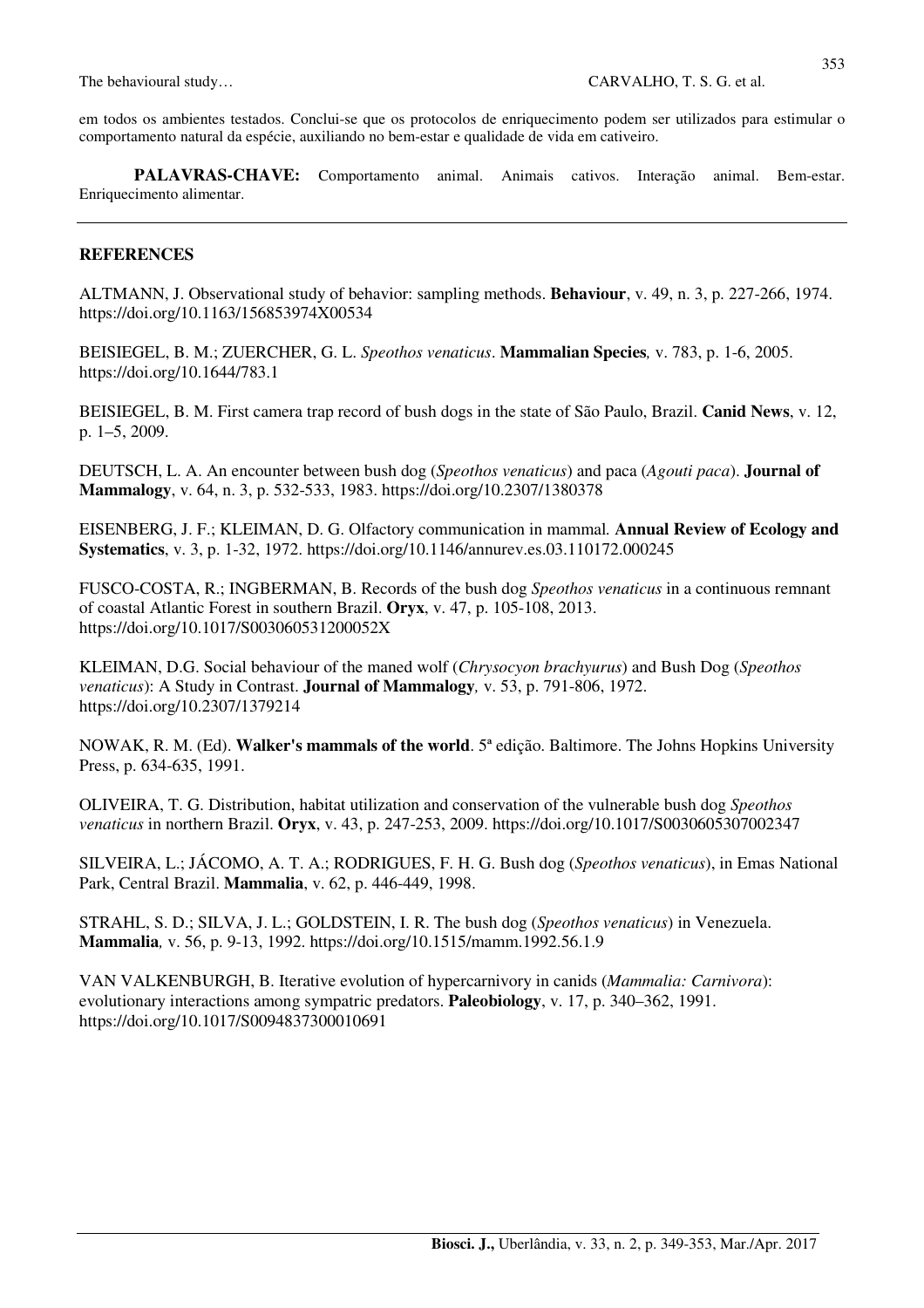em todos os ambientes testados. Conclui-se que os protocolos de enriquecimento podem ser utilizados para estimular o comportamento natural da espécie, auxiliando no bem-estar e qualidade de vida em cativeiro.

**PALAVRAS-CHAVE:** Comportamento animal. Animais cativos. Interação animal. Bem-estar. Enriquecimento alimentar.

---

## REFERENCES

ALTMANN, J. Observational study of behavior: sampling methods. **Behaviour**, v. 49, n. 3, p. 227-266, 1974. https://doi.org/10.1163/156853974X00534

BEISIEGEL, B. M.; ZUERCHER, G. L. *Speothos venaticus*. **Mammalian Species***,* v. 783, p. 1-6, 2005. https://doi.org/10.1644/783.1

BEISIEGEL, B. M. First camera trap record of bush dogs in the state of São Paulo, Brazil. **Canid News**, v. 12, p. 1–5, 2009.

DEUTSCH, L. A. An encounter between bush dog (*Speothos venaticus*) and paca (*Agouti paca*). **Journal of Mammalogy**, v. 64, n. 3, p. 532-533, 1983. https://doi.org/10.2307/1380378

EISENBERG, J. F.; KLEIMAN, D. G. Olfactory communication in mammal*.* **Annual Review of Ecology and Systematics**, v. 3, p. 1-32, 1972. https://doi.org/10.1146/annurev.es.03.110172.000245

FUSCO-COSTA, R.; INGBERMAN, B. Records of the bush dog *Speothos venaticus* in a continuous remnant of coastal Atlantic Forest in southern Brazil. **Oryx**, v. 47, p. 105-108, 2013. https://doi.org/10.1017/S003060531200052X

KLEIMAN, D.G. Social behaviour of the maned wolf (*Chrysocyon brachyurus*) and Bush Dog (*Speothos venaticus*): A Study in Contrast. **Journal of Mammalogy***,* v. 53, p. 791-806, 1972. https://doi.org/10.2307/1379214

NOWAK, R. M. (Ed). **Walker's mammals of the world**. 5ª edição. Baltimore. The Johns Hopkins University Press, p. 634-635, 1991.

OLIVEIRA, T. G. Distribution, habitat utilization and conservation of the vulnerable bush dog *Speothos venaticus* in northern Brazil. **Oryx**, v. 43, p. 247-253, 2009. https://doi.org/10.1017/S0030605307002347

SILVEIRA, L.; JÁCOMO, A. T. A.; RODRIGUES, F. H. G. Bush dog (*Speothos venaticus*), in Emas National Park, Central Brazil. **Mammalia**, v. 62, p. 446-449, 1998.

STRAHL, S. D.; SILVA, J. L.; GOLDSTEIN, I. R. The bush dog (*Speothos venaticus*) in Venezuela. **Mammalia***,* v. 56, p. 9-13, 1992. https://doi.org/10.1515/mamm.1992.56.1.9

VAN VALKENBURGH, B. Iterative evolution of hypercarnivory in canids (*Mammalia: Carnivora*): evolutionary interactions among sympatric predators. **Paleobiology**, v. 17, p. 340–362, 1991. https://doi.org/10.1017/S0094837300010691